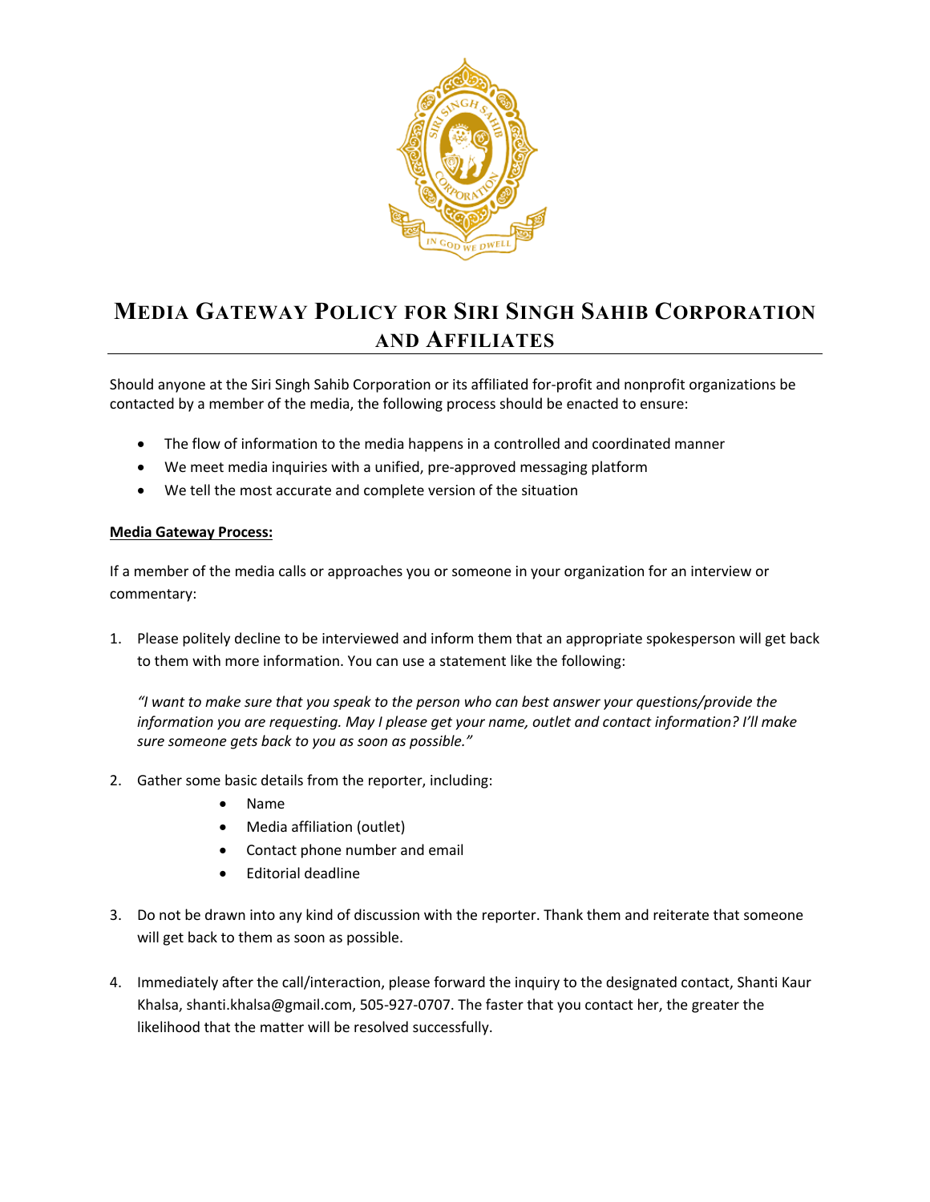# Media Gateway Policy for Siri Singh Sahib Corporation and Affiliates

Should anyone at the Siri Singh Sahib Corporation or its affiliated for-profit and nonprofit organizations be contacted by a member of the media, the following process should be enacted to ensure:

- The flow of information to the media happens in a controlled and coordinated manner
- We meet media inquiries with a unified, pre-approved messaging platform
- We tell the most accurate and complete version of the situation

**Media Gateway Process:**

If a member of the media calls or approaches you or someone in your organization for an interview or commentary:

1. Please politely decline to be interviewed and inform them that an appropriate spokesperson will get back to them with more information. You can use a statement like the following:

   *"I want to make sure that you speak to the person who can best answer your questions/provide the information you are requesting. May I please get your name, outlet and contact information? I'll make sure someone gets back to you as soon as possible."*

2. Gather some basic details from the reporter, including:
   - Name
   - Media affiliation (outlet)
   - Contact phone number and email
   - Editorial deadline

3. Do not be drawn into any kind of discussion with the reporter. Thank them and reiterate that someone will get back to them as soon as possible.

4. Immediately after the call/interaction, please forward the inquiry to the designated contact, Shanti Kaur Khalsa, shanti.khalsa@gmail.com, 505-927-0707. The faster that you contact her, the greater the likelihood that the matter will be resolved successfully.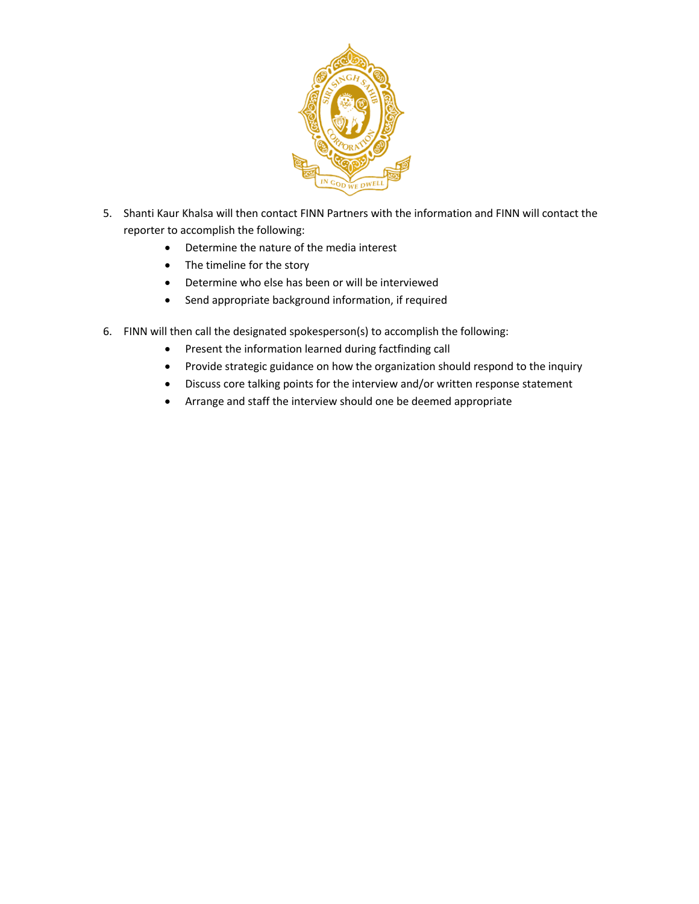5. Shanti Kaur Khalsa will then contact FINN Partners with the information and FINN will contact the reporter to accomplish the following:
   - Determine the nature of the media interest
   - The timeline for the story
   - Determine who else has been or will be interviewed
   - Send appropriate background information, if required

6. FINN will then call the designated spokesperson(s) to accomplish the following:
   - Present the information learned during factfinding call
   - Provide strategic guidance on how the organization should respond to the inquiry
   - Discuss core talking points for the interview and/or written response statement
   - Arrange and staff the interview should one be deemed appropriate